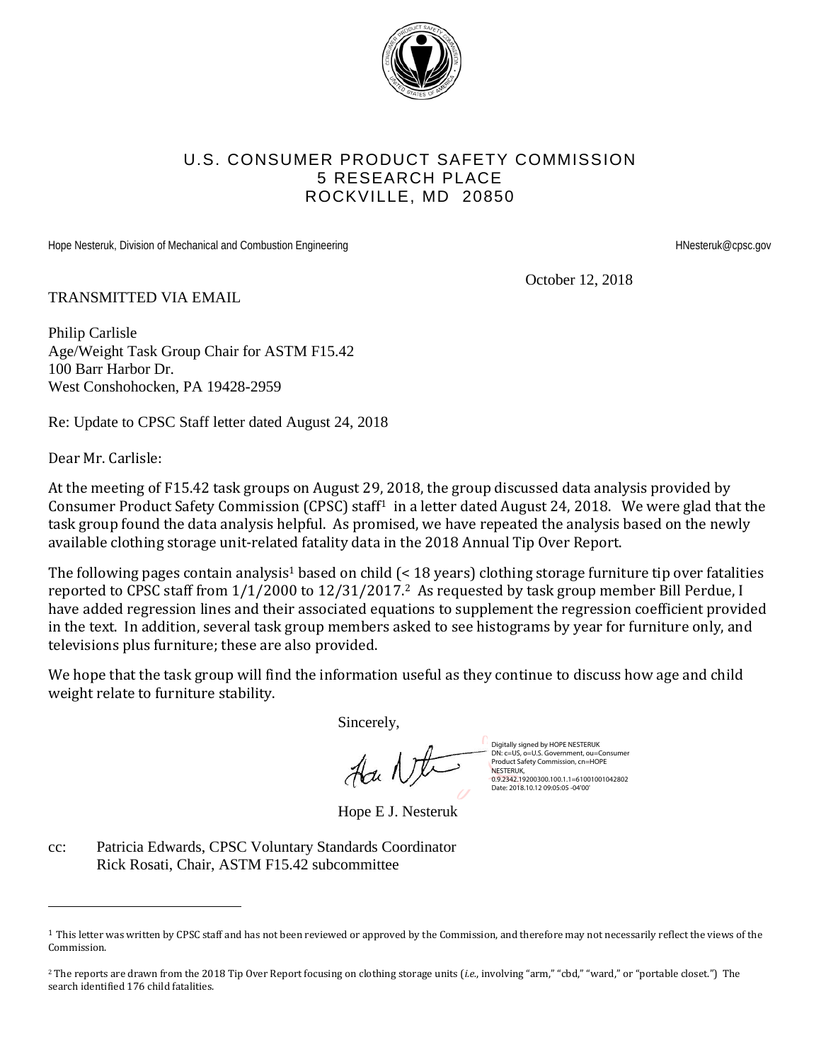# U.S. CONSUMER PRODUCT SAFETY COMMISSION
## 5 RESEARCH PLACE
## ROCKVILLE, MD 20850

Hope Nesteruk, Division of Mechanical and Combustion Engineering HNesteruk@cpsc.gov

October 12, 2018

TRANSMITTED VIA EMAIL

Philip Carlisle
Age/Weight Task Group Chair for ASTM F15.42
100 Barr Harbor Dr.
West Conshohocken, PA 19428-2959

Re: Update to CPSC Staff letter dated August 24, 2018

Dear Mr. Carlisle:

At the meeting of F15.42 task groups on August 29, 2018, the group discussed data analysis provided by Consumer Product Safety Commission (CPSC) staff[1] in a letter dated August 24, 2018. We were glad that the task group found the data analysis helpful. As promised, we have repeated the analysis based on the newly available clothing storage unit-related fatality data in the 2018 Annual Tip Over Report.

The following pages contain analysis[1] based on child (< 18 years) clothing storage furniture tip over fatalities reported to CPSC staff from 1/1/2000 to 12/31/2017.[2] As requested by task group member Bill Perdue, I have added regression lines and their associated equations to supplement the regression coefficient provided in the text. In addition, several task group members asked to see histograms by year for furniture only, and televisions plus furniture; these are also provided.

We hope that the task group will find the information useful as they continue to discuss how age and child weight relate to furniture stability.

Sincerely,

Digitally signed by HOPE NESTERUK
DN: c=US, o=U.S. Government, ou=Consumer Product Safety Commission, cn=HOPE NESTERUK, 0.9.2342.19200300.100.1.1=61001001042802
Date: 2018.10.12 09:05:05 -04'00'

Hope E J. Nesteruk

cc: Patricia Edwards, CPSC Voluntary Standards Coordinator
Rick Rosati, Chair, ASTM F15.42 subcommittee

---

[1] This letter was written by CPSC staff and has not been reviewed or approved by the Commission, and therefore may not necessarily reflect the views of the Commission.

[2] The reports are drawn from the 2018 Tip Over Report focusing on clothing storage units (*i.e.*, involving "arm," "cbd," "ward," or "portable closet.") The search identified 176 child fatalities.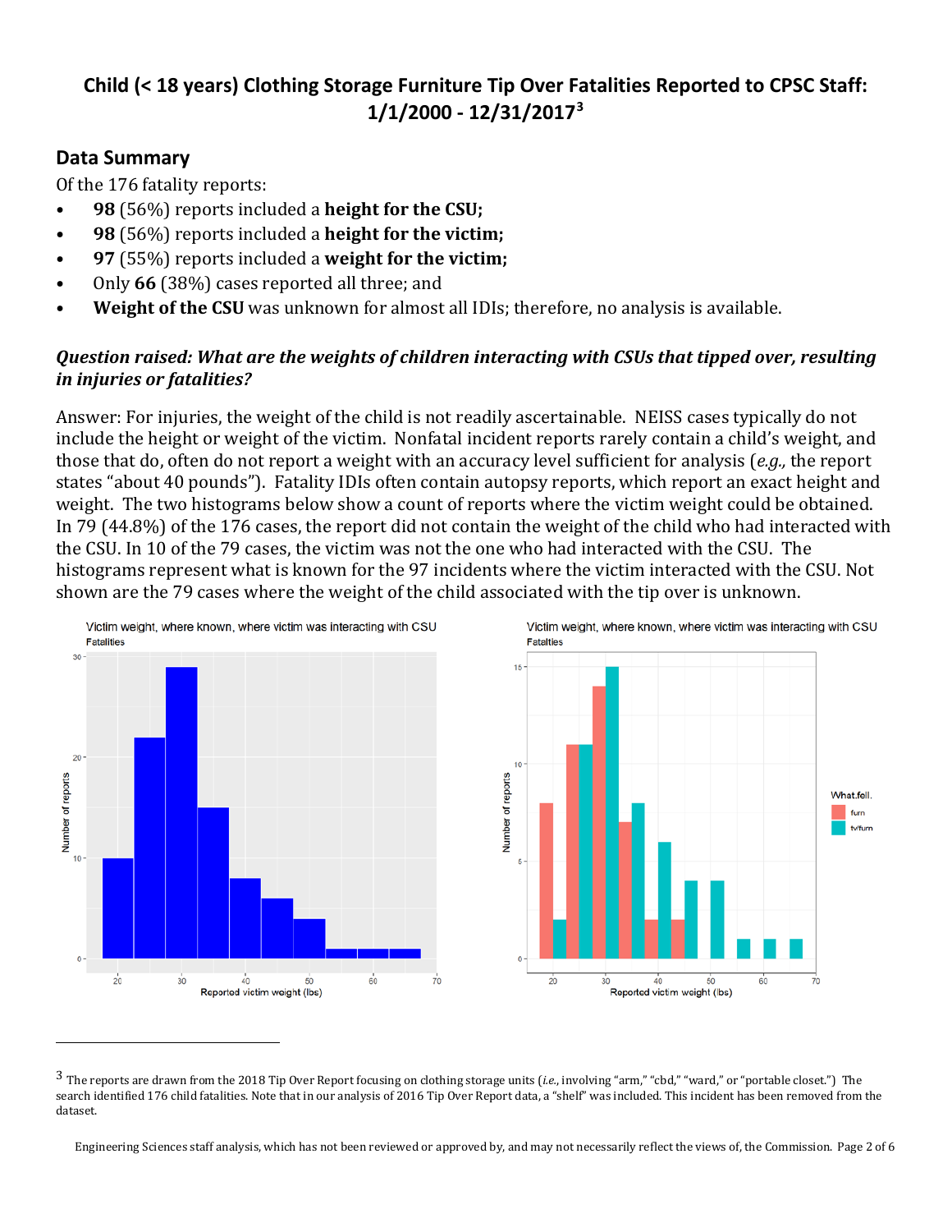## Child (< 18 years) Clothing Storage Furniture Tip Over Fatalities Reported to CPSC Staff: 1/1/2000 - 12/31/2017[3]

### Data Summary

Of the 176 fatality reports:

- **98** (56%) reports included a **height for the CSU;**
- **98** (56%) reports included a **height for the victim;**
- **97** (55%) reports included a **weight for the victim;**
- Only **66** (38%) cases reported all three; and
- **Weight of the CSU** was unknown for almost all IDIs; therefore, no analysis is available.

***Question raised: What are the weights of children interacting with CSUs that tipped over, resulting in injuries or fatalities?***

Answer: For injuries, the weight of the child is not readily ascertainable. NEISS cases typically do not include the height or weight of the victim. Nonfatal incident reports rarely contain a child's weight, and those that do, often do not report a weight with an accuracy level sufficient for analysis (*e.g.,* the report states "about 40 pounds"). Fatality IDIs often contain autopsy reports, which report an exact height and weight. The two histograms below show a count of reports where the victim weight could be obtained. In 79 (44.8%) of the 176 cases, the report did not contain the weight of the child who had interacted with the CSU. In 10 of the 79 cases, the victim was not the one who had interacted with the CSU. The histograms represent what is known for the 97 incidents where the victim interacted with the CSU. Not shown are the 79 cases where the weight of the child associated with the tip over is unknown.

Victim weight, where known, where victim was interacting with CSU
Fatalities
Number of reports
0
10
20
30
20
30
40
50
60
70
Reported victim weight (lbs)

Victim weight, where known, where victim was interacting with CSU
Fatlties
Number of reports
0
5
10
15
20
30
40
50
60
70
Reported victim weight (lbs)
What.fell.
furn
tv/furn

---

[3] The reports are drawn from the 2018 Tip Over Report focusing on clothing storage units (*i.e.,* involving "arm," "cbd," "ward," or "portable closet.") The search identified 176 child fatalities. Note that in our analysis of 2016 Tip Over Report data, a "shelf" was included. This incident has been removed from the dataset.

Engineering Sciences staff analysis, which has not been reviewed or approved by, and may not necessarily reflect the views of, the Commission.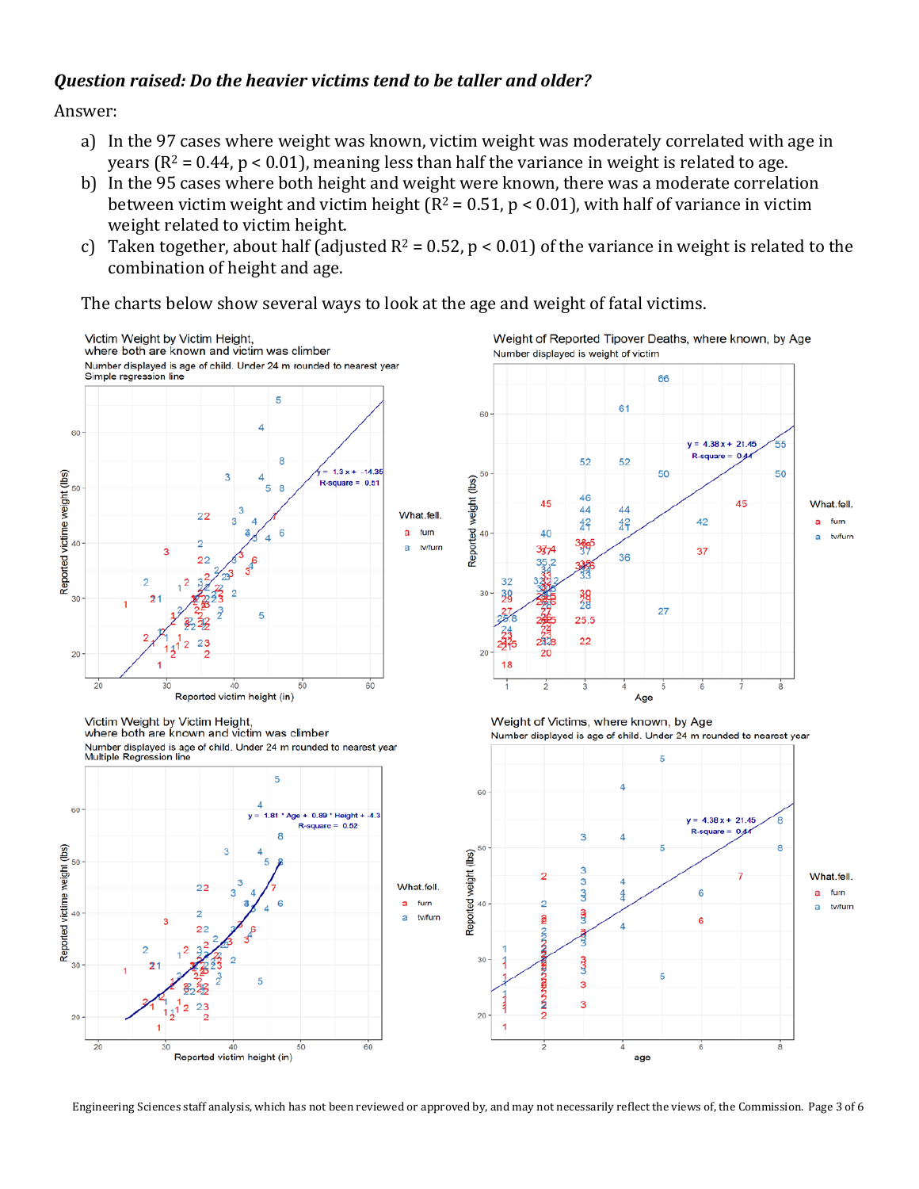***Question raised: Do the heavier victims tend to be taller and older?***

Answer:

a) In the 97 cases where weight was known, victim weight was moderately correlated with age in years ($R^2 = 0.44$, $p < 0.01$), meaning less than half the variance in weight is related to age.

b) In the 95 cases where both height and weight were known, there was a moderate correlation between victim weight and victim height ($R^2 = 0.51$, $p < 0.01$), with half of variance in victim weight related to victim height.

c) Taken together, about half (adjusted $R^2 = 0.52$, $p < 0.01$) of the variance in weight is related to the combination of height and age.

The charts below show several ways to look at the age and weight of fatal victims.

Victim Weight by Victim Height,
where both are known and victim was climber
Number displayed is age of child. Under 24 m rounded to nearest year
Simple regression line

y = 1.3 x + -14.35
R-square = 0.51

Reported victime weight (lbs)
Reported victim height (in)
What.fell.
a furn
a tv/furn

Weight of Reported Tipover Deaths, where known, by Age
Number displayed is weight of victim

y = 4.38 x + 21.45
R-square = 0.44

Reported weight (lbs)
Age
What.fell.
a furn
a tv/furn

Victim Weight by Victim Height,
where both are known and victim was climber
Number displayed is age of child. Under 24 m rounded to nearest year
Multiple Regression line

y = 1.81 * Age + 0.89 * Height + -4.3
R-square = 0.52

Reported victime weight (lbs)
Reported victim height (in)
What.fell.
a furn
a tv/furn

Weight of Victims, where known, by Age
Number displayed is age of child. Under 24 m rounded to nearest year

y = 4.38 x + 21.45
R-square = 0.44

Reported weight (lbs)
age
What.fell.
a furn
a tv/furn

Engineering Sciences staff analysis, which has not been reviewed or approved by, and may not necessarily reflect the views of, the Commission.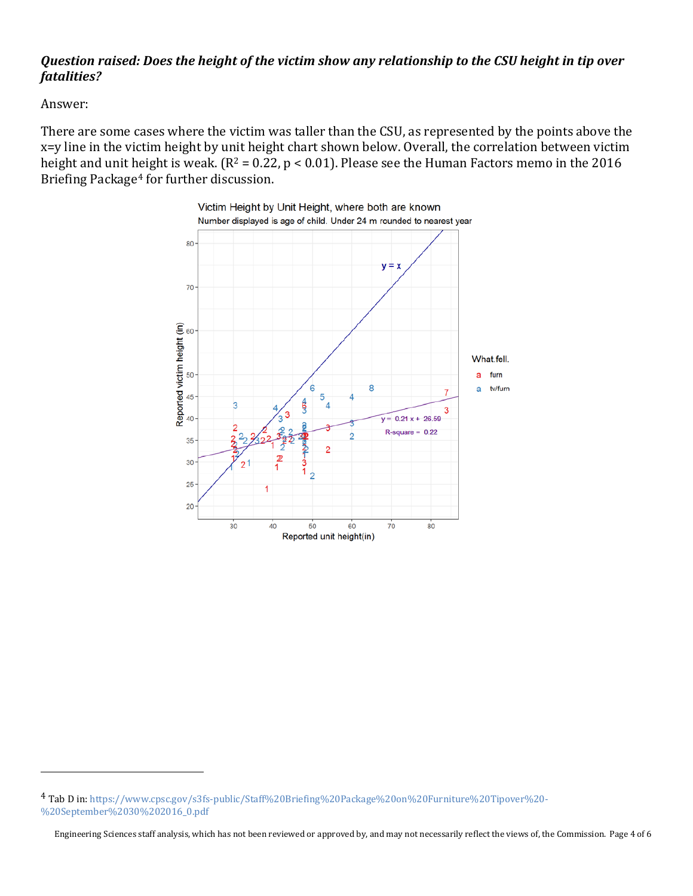***Question raised: Does the height of the victim show any relationship to the CSU height in tip over fatalities?***

Answer:

There are some cases where the victim was taller than the CSU, as represented by the points above the x=y line in the victim height by unit height chart shown below. Overall, the correlation between victim height and unit height is weak. ($R^2 = 0.22$, $p < 0.01$). Please see the Human Factors memo in the 2016 Briefing Package[4] for further discussion.

Victim Height by Unit Height, where both are known

Number displayed is age of child. Under 24 m rounded to nearest year

Reported victim height (in)

Reported unit height(in)

y = x

y = 0.21 x + 26.59

R-square = 0.22

What.fell.

a furn

a tv/furn

---

[4] Tab D in: https://www.cpsc.gov/s3fs-public/Staff%20Briefing%20Package%20on%20Furniture%20Tipover%20-%20September%2030%202016_0.pdf

Engineering Sciences staff analysis, which has not been reviewed or approved by, and may not necessarily reflect the views of, the Commission.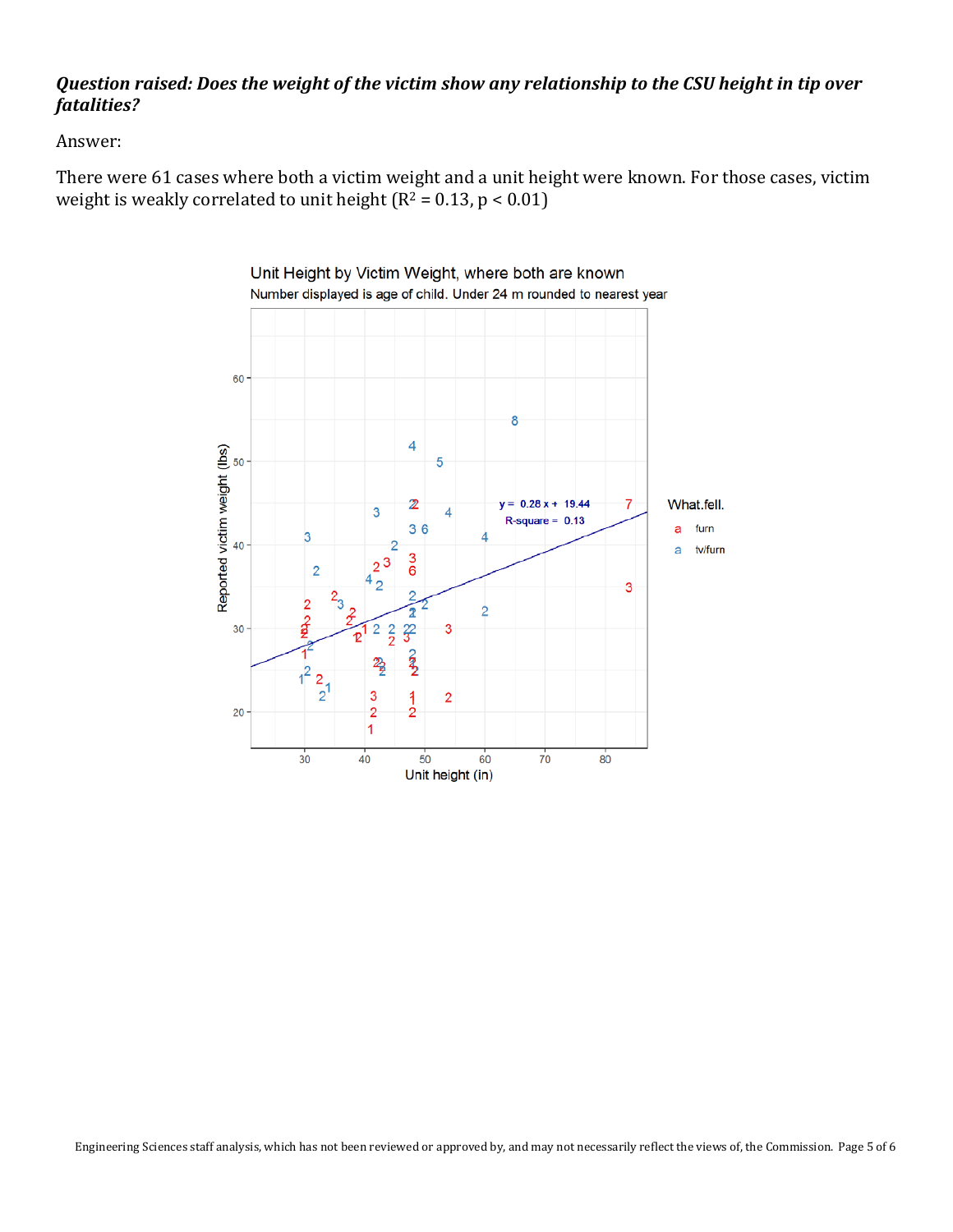***Question raised: Does the weight of the victim show any relationship to the CSU height in tip over fatalities?***

Answer:

There were 61 cases where both a victim weight and a unit height were known. For those cases, victim weight is weakly correlated to unit height ($R^2 = 0.13$, $p < 0.01$)

Unit Height by Victim Weight, where both are known

Number displayed is age of child. Under 24 m rounded to nearest year

$y = 0.28x + 19.44$

R-square = 0.13

What.fell.

furn

tv/furn

Reported victim weight (lbs)

Unit height (in)

20
30
40
50
60

30
40
50
60
70
80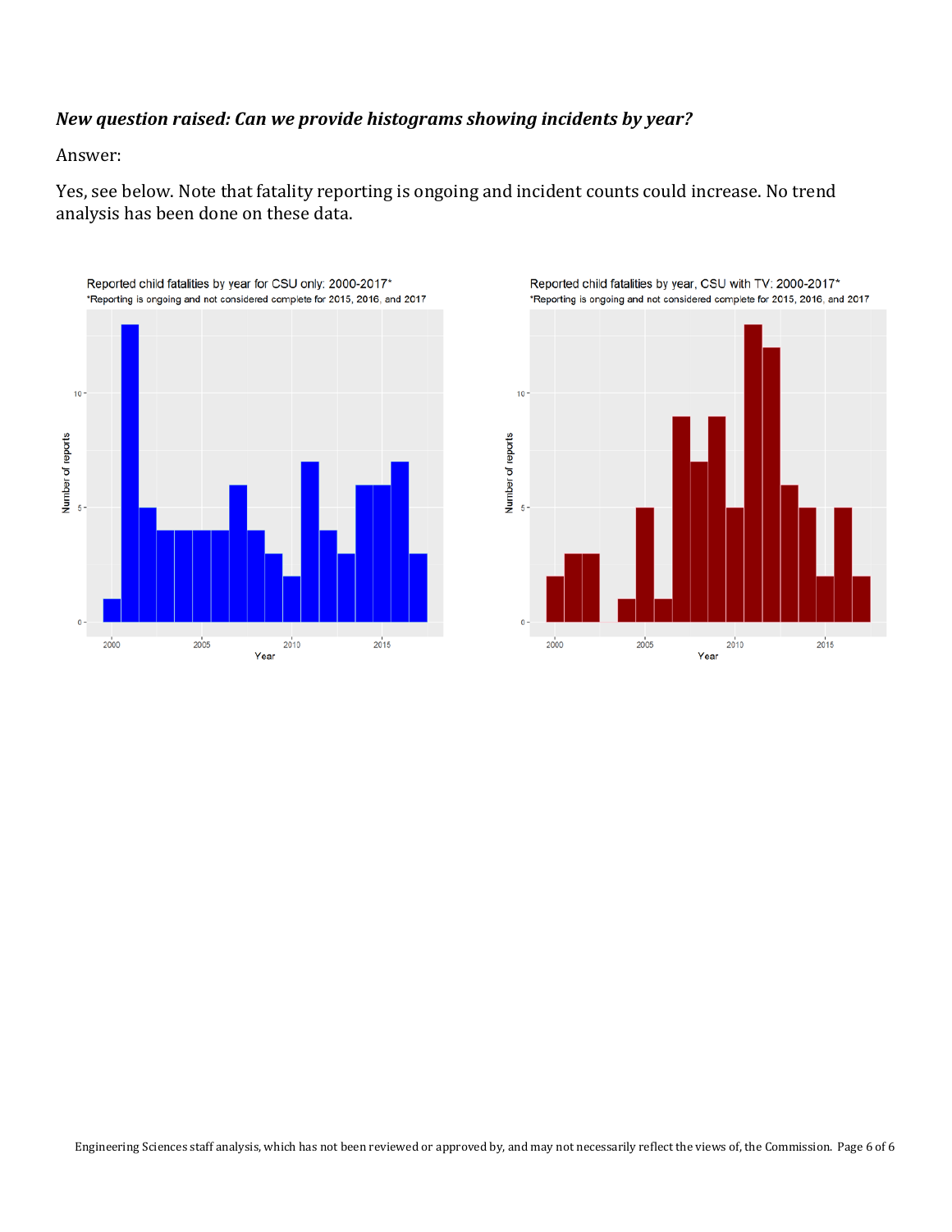***New question raised: Can we provide histograms showing incidents by year?***

Answer:

Yes, see below. Note that fatality reporting is ongoing and incident counts could increase. No trend analysis has been done on these data.

Reported child fatalities by year for CSU only: 2000-2017*

*Reporting is ongoing and not considered complete for 2015, 2016, and 2017

Number of reports

0
5
10

2000
2005
2010
2015

Year

Reported child fatalities by year, CSU with TV: 2000-2017*

*Reporting is ongoing and not considered complete for 2015, 2016, and 2017

Number of reports

0
5
10

2000
2005
2010
2015

Year

Engineering Sciences staff analysis, which has not been reviewed or approved by, and may not necessarily reflect the views of, the Commission.